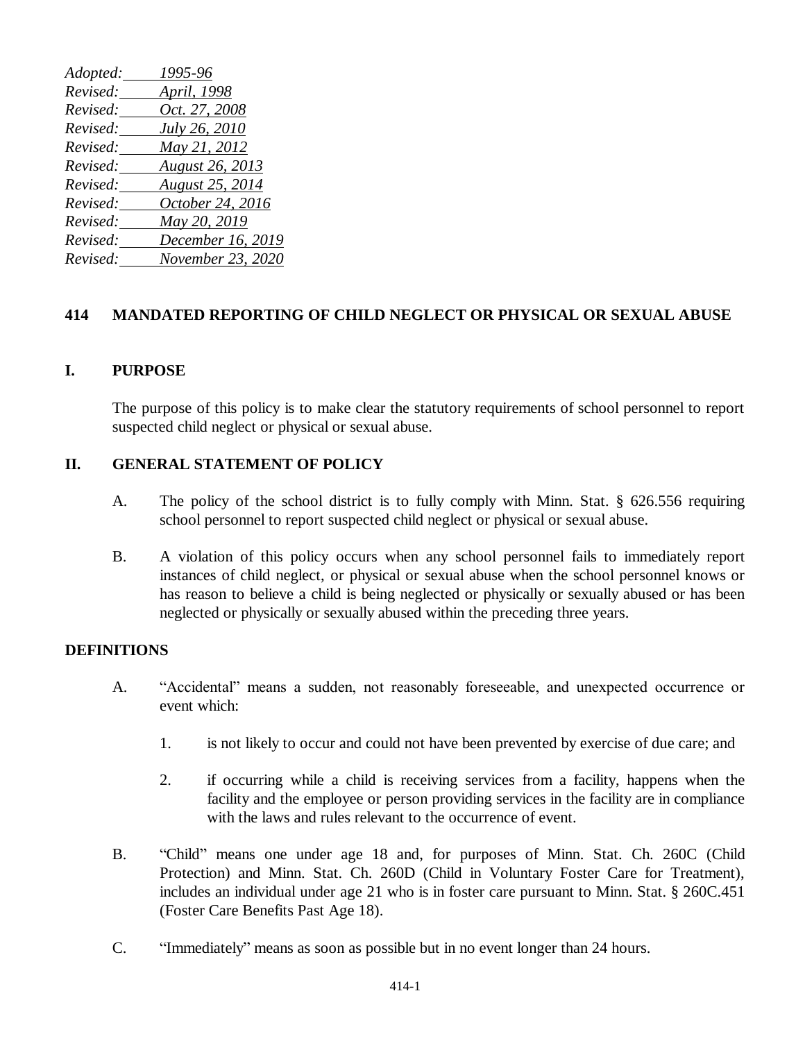*Adopted: 1995-96*
*Revised: April, 1998*
*Revised: Oct. 27, 2008*
*Revised: July 26, 2010*
*Revised: May 21, 2012*
*Revised: August 26, 2013*
*Revised: August 25, 2014*
*Revised: October 24, 2016*
*Revised: May 20, 2019*
*Revised: December 16, 2019*
*Revised: November 23, 2020*

# 414 MANDATED REPORTING OF CHILD NEGLECT OR PHYSICAL OR SEXUAL ABUSE

## I. PURPOSE

The purpose of this policy is to make clear the statutory requirements of school personnel to report suspected child neglect or physical or sexual abuse.

## II. GENERAL STATEMENT OF POLICY

A. The policy of the school district is to fully comply with Minn. Stat. § 626.556 requiring school personnel to report suspected child neglect or physical or sexual abuse.

B. A violation of this policy occurs when any school personnel fails to immediately report instances of child neglect, or physical or sexual abuse when the school personnel knows or has reason to believe a child is being neglected or physically or sexually abused or has been neglected or physically or sexually abused within the preceding three years.

## DEFINITIONS

A. "Accidental" means a sudden, not reasonably foreseeable, and unexpected occurrence or event which:

1. is not likely to occur and could not have been prevented by exercise of due care; and

2. if occurring while a child is receiving services from a facility, happens when the facility and the employee or person providing services in the facility are in compliance with the laws and rules relevant to the occurrence of event.

B. "Child" means one under age 18 and, for purposes of Minn. Stat. Ch. 260C (Child Protection) and Minn. Stat. Ch. 260D (Child in Voluntary Foster Care for Treatment), includes an individual under age 21 who is in foster care pursuant to Minn. Stat. § 260C.451 (Foster Care Benefits Past Age 18).

C. "Immediately" means as soon as possible but in no event longer than 24 hours.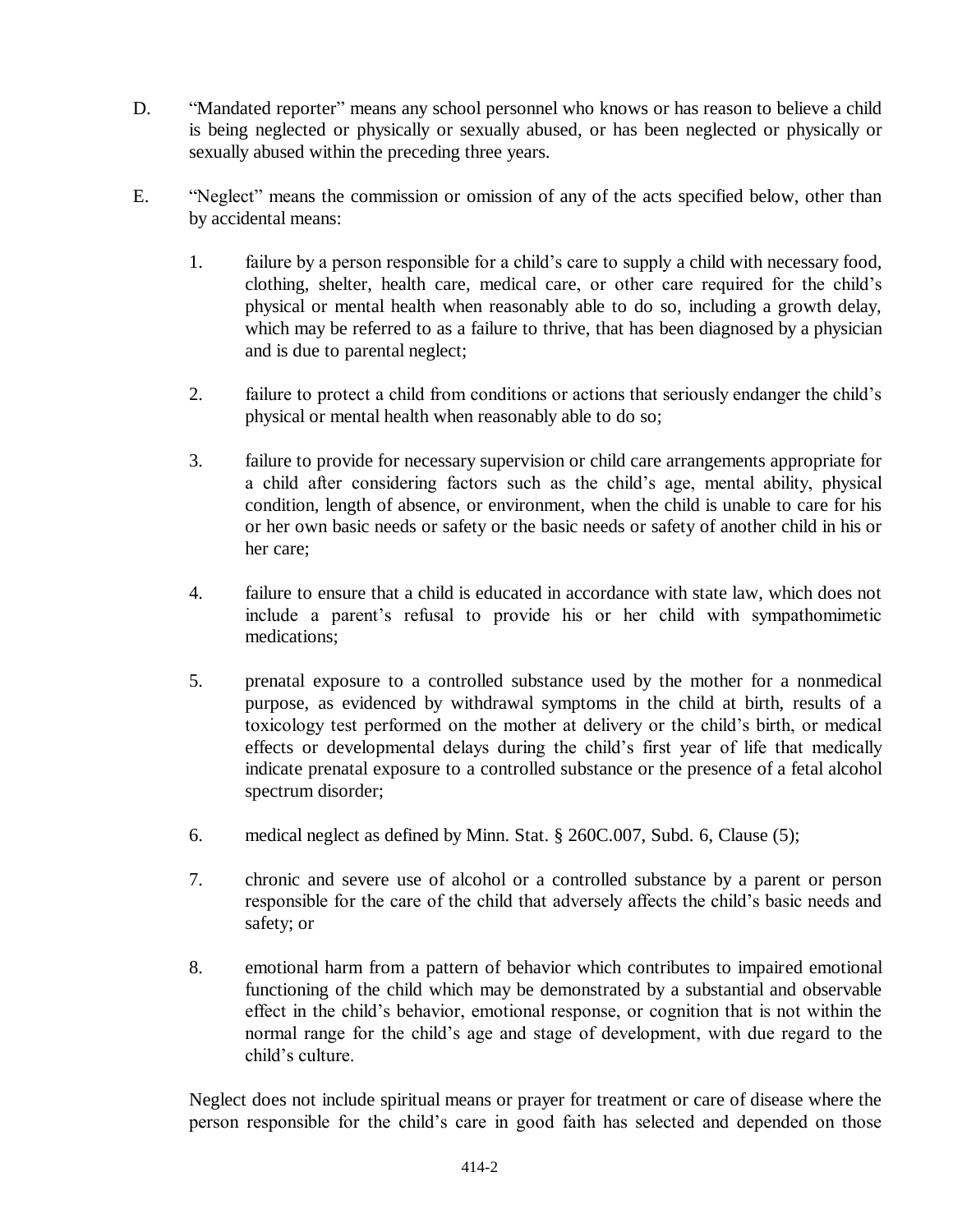D. "Mandated reporter" means any school personnel who knows or has reason to believe a child is being neglected or physically or sexually abused, or has been neglected or physically or sexually abused within the preceding three years.

E. "Neglect" means the commission or omission of any of the acts specified below, other than by accidental means:

1. failure by a person responsible for a child's care to supply a child with necessary food, clothing, shelter, health care, medical care, or other care required for the child's physical or mental health when reasonably able to do so, including a growth delay, which may be referred to as a failure to thrive, that has been diagnosed by a physician and is due to parental neglect;

2. failure to protect a child from conditions or actions that seriously endanger the child's physical or mental health when reasonably able to do so;

3. failure to provide for necessary supervision or child care arrangements appropriate for a child after considering factors such as the child's age, mental ability, physical condition, length of absence, or environment, when the child is unable to care for his or her own basic needs or safety or the basic needs or safety of another child in his or her care;

4. failure to ensure that a child is educated in accordance with state law, which does not include a parent's refusal to provide his or her child with sympathomimetic medications;

5. prenatal exposure to a controlled substance used by the mother for a nonmedical purpose, as evidenced by withdrawal symptoms in the child at birth, results of a toxicology test performed on the mother at delivery or the child's birth, or medical effects or developmental delays during the child's first year of life that medically indicate prenatal exposure to a controlled substance or the presence of a fetal alcohol spectrum disorder;

6. medical neglect as defined by Minn. Stat. § 260C.007, Subd. 6, Clause (5);

7. chronic and severe use of alcohol or a controlled substance by a parent or person responsible for the care of the child that adversely affects the child's basic needs and safety; or

8. emotional harm from a pattern of behavior which contributes to impaired emotional functioning of the child which may be demonstrated by a substantial and observable effect in the child's behavior, emotional response, or cognition that is not within the normal range for the child's age and stage of development, with due regard to the child's culture.

Neglect does not include spiritual means or prayer for treatment or care of disease where the person responsible for the child's care in good faith has selected and depended on those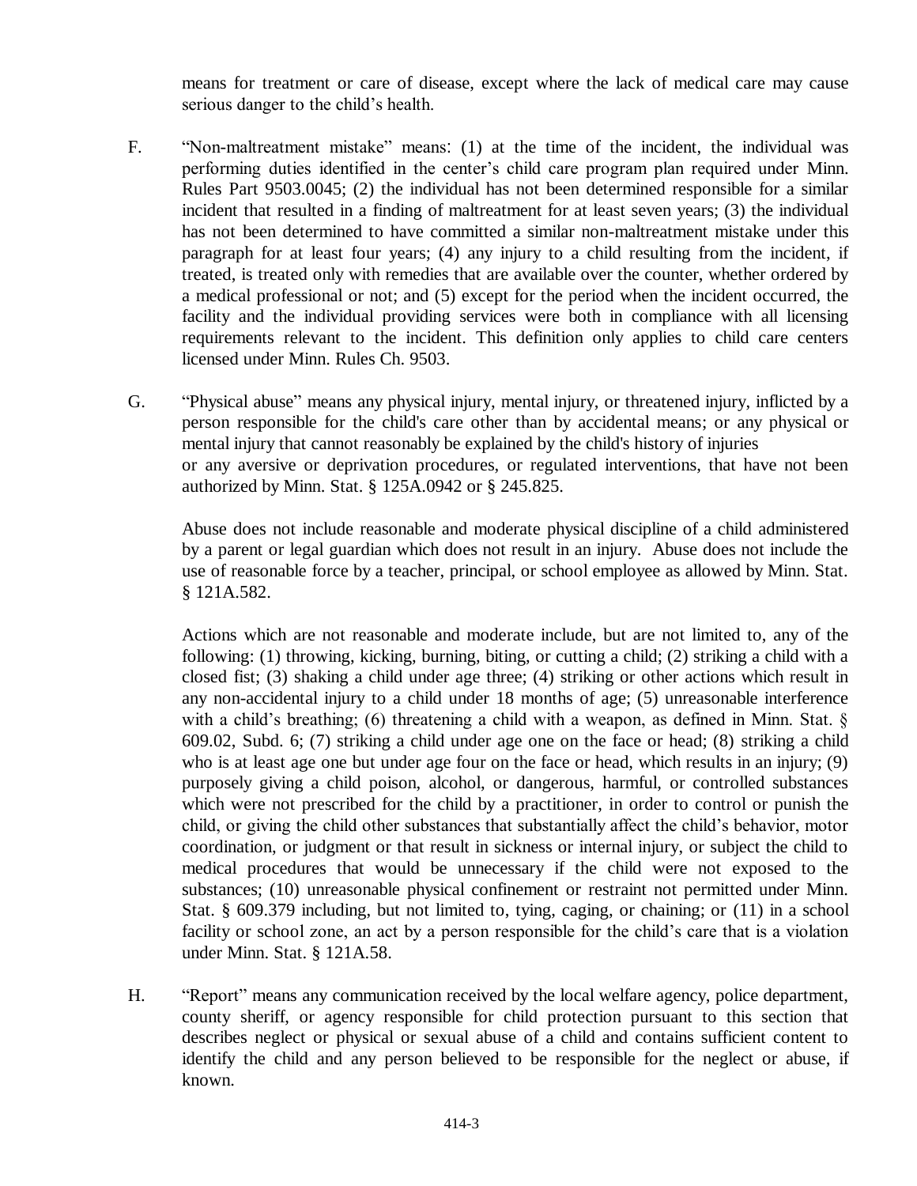means for treatment or care of disease, except where the lack of medical care may cause serious danger to the child's health.

F. "Non-maltreatment mistake" means: (1) at the time of the incident, the individual was performing duties identified in the center's child care program plan required under Minn. Rules Part 9503.0045; (2) the individual has not been determined responsible for a similar incident that resulted in a finding of maltreatment for at least seven years; (3) the individual has not been determined to have committed a similar non-maltreatment mistake under this paragraph for at least four years; (4) any injury to a child resulting from the incident, if treated, is treated only with remedies that are available over the counter, whether ordered by a medical professional or not; and (5) except for the period when the incident occurred, the facility and the individual providing services were both in compliance with all licensing requirements relevant to the incident. This definition only applies to child care centers licensed under Minn. Rules Ch. 9503.

G. "Physical abuse" means any physical injury, mental injury, or threatened injury, inflicted by a person responsible for the child's care other than by accidental means; or any physical or mental injury that cannot reasonably be explained by the child's history of injuries or any aversive or deprivation procedures, or regulated interventions, that have not been authorized by Minn. Stat. § 125A.0942 or § 245.825.

   Abuse does not include reasonable and moderate physical discipline of a child administered by a parent or legal guardian which does not result in an injury. Abuse does not include the use of reasonable force by a teacher, principal, or school employee as allowed by Minn. Stat. § 121A.582.

   Actions which are not reasonable and moderate include, but are not limited to, any of the following: (1) throwing, kicking, burning, biting, or cutting a child; (2) striking a child with a closed fist; (3) shaking a child under age three; (4) striking or other actions which result in any non-accidental injury to a child under 18 months of age; (5) unreasonable interference with a child's breathing; (6) threatening a child with a weapon, as defined in Minn. Stat. § 609.02, Subd. 6; (7) striking a child under age one on the face or head; (8) striking a child who is at least age one but under age four on the face or head, which results in an injury; (9) purposely giving a child poison, alcohol, or dangerous, harmful, or controlled substances which were not prescribed for the child by a practitioner, in order to control or punish the child, or giving the child other substances that substantially affect the child's behavior, motor coordination, or judgment or that result in sickness or internal injury, or subject the child to medical procedures that would be unnecessary if the child were not exposed to the substances; (10) unreasonable physical confinement or restraint not permitted under Minn. Stat. § 609.379 including, but not limited to, tying, caging, or chaining; or (11) in a school facility or school zone, an act by a person responsible for the child's care that is a violation under Minn. Stat. § 121A.58.

H. "Report" means any communication received by the local welfare agency, police department, county sheriff, or agency responsible for child protection pursuant to this section that describes neglect or physical or sexual abuse of a child and contains sufficient content to identify the child and any person believed to be responsible for the neglect or abuse, if known.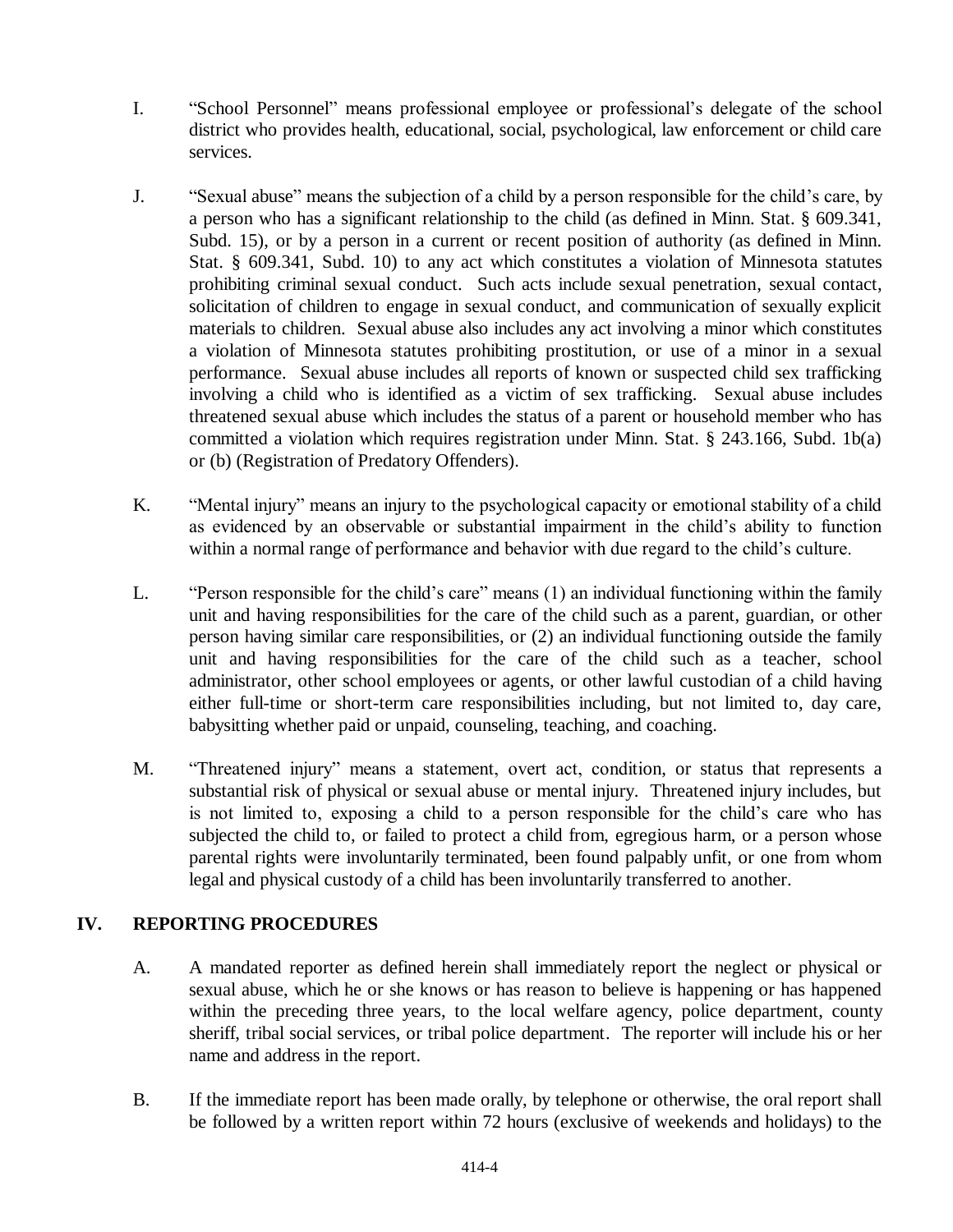I. "School Personnel" means professional employee or professional's delegate of the school district who provides health, educational, social, psychological, law enforcement or child care services.

J. "Sexual abuse" means the subjection of a child by a person responsible for the child's care, by a person who has a significant relationship to the child (as defined in Minn. Stat. § 609.341, Subd. 15), or by a person in a current or recent position of authority (as defined in Minn. Stat. § 609.341, Subd. 10) to any act which constitutes a violation of Minnesota statutes prohibiting criminal sexual conduct. Such acts include sexual penetration, sexual contact, solicitation of children to engage in sexual conduct, and communication of sexually explicit materials to children. Sexual abuse also includes any act involving a minor which constitutes a violation of Minnesota statutes prohibiting prostitution, or use of a minor in a sexual performance. Sexual abuse includes all reports of known or suspected child sex trafficking involving a child who is identified as a victim of sex trafficking. Sexual abuse includes threatened sexual abuse which includes the status of a parent or household member who has committed a violation which requires registration under Minn. Stat. § 243.166, Subd. 1b(a) or (b) (Registration of Predatory Offenders).

K. "Mental injury" means an injury to the psychological capacity or emotional stability of a child as evidenced by an observable or substantial impairment in the child's ability to function within a normal range of performance and behavior with due regard to the child's culture.

L. "Person responsible for the child's care" means (1) an individual functioning within the family unit and having responsibilities for the care of the child such as a parent, guardian, or other person having similar care responsibilities, or (2) an individual functioning outside the family unit and having responsibilities for the care of the child such as a teacher, school administrator, other school employees or agents, or other lawful custodian of a child having either full-time or short-term care responsibilities including, but not limited to, day care, babysitting whether paid or unpaid, counseling, teaching, and coaching.

M. "Threatened injury" means a statement, overt act, condition, or status that represents a substantial risk of physical or sexual abuse or mental injury. Threatened injury includes, but is not limited to, exposing a child to a person responsible for the child's care who has subjected the child to, or failed to protect a child from, egregious harm, or a person whose parental rights were involuntarily terminated, been found palpably unfit, or one from whom legal and physical custody of a child has been involuntarily transferred to another.

## IV. REPORTING PROCEDURES

A. A mandated reporter as defined herein shall immediately report the neglect or physical or sexual abuse, which he or she knows or has reason to believe is happening or has happened within the preceding three years, to the local welfare agency, police department, county sheriff, tribal social services, or tribal police department. The reporter will include his or her name and address in the report.

B. If the immediate report has been made orally, by telephone or otherwise, the oral report shall be followed by a written report within 72 hours (exclusive of weekends and holidays) to the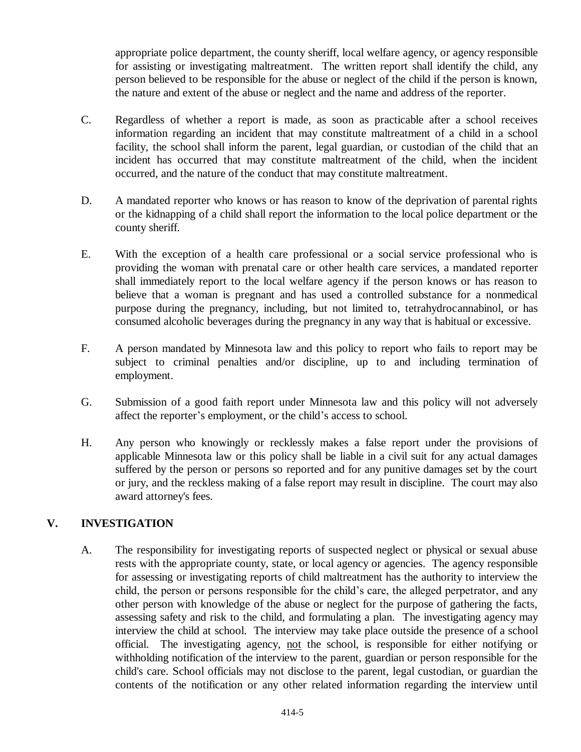appropriate police department, the county sheriff, local welfare agency, or agency responsible for assisting or investigating maltreatment. The written report shall identify the child, any person believed to be responsible for the abuse or neglect of the child if the person is known, the nature and extent of the abuse or neglect and the name and address of the reporter.

C. Regardless of whether a report is made, as soon as practicable after a school receives information regarding an incident that may constitute maltreatment of a child in a school facility, the school shall inform the parent, legal guardian, or custodian of the child that an incident has occurred that may constitute maltreatment of the child, when the incident occurred, and the nature of the conduct that may constitute maltreatment.

D. A mandated reporter who knows or has reason to know of the deprivation of parental rights or the kidnapping of a child shall report the information to the local police department or the county sheriff.

E. With the exception of a health care professional or a social service professional who is providing the woman with prenatal care or other health care services, a mandated reporter shall immediately report to the local welfare agency if the person knows or has reason to believe that a woman is pregnant and has used a controlled substance for a nonmedical purpose during the pregnancy, including, but not limited to, tetrahydrocannabinol, or has consumed alcoholic beverages during the pregnancy in any way that is habitual or excessive.

F. A person mandated by Minnesota law and this policy to report who fails to report may be subject to criminal penalties and/or discipline, up to and including termination of employment.

G. Submission of a good faith report under Minnesota law and this policy will not adversely affect the reporter's employment, or the child's access to school.

H. Any person who knowingly or recklessly makes a false report under the provisions of applicable Minnesota law or this policy shall be liable in a civil suit for any actual damages suffered by the person or persons so reported and for any punitive damages set by the court or jury, and the reckless making of a false report may result in discipline. The court may also award attorney's fees.

## V. INVESTIGATION

A. The responsibility for investigating reports of suspected neglect or physical or sexual abuse rests with the appropriate county, state, or local agency or agencies. The agency responsible for assessing or investigating reports of child maltreatment has the authority to interview the child, the person or persons responsible for the child's care, the alleged perpetrator, and any other person with knowledge of the abuse or neglect for the purpose of gathering the facts, assessing safety and risk to the child, and formulating a plan. The investigating agency may interview the child at school. The interview may take place outside the presence of a school official. The investigating agency, <u>not</u> the school, is responsible for either notifying or withholding notification of the interview to the parent, guardian or person responsible for the child's care. School officials may not disclose to the parent, legal custodian, or guardian the contents of the notification or any other related information regarding the interview until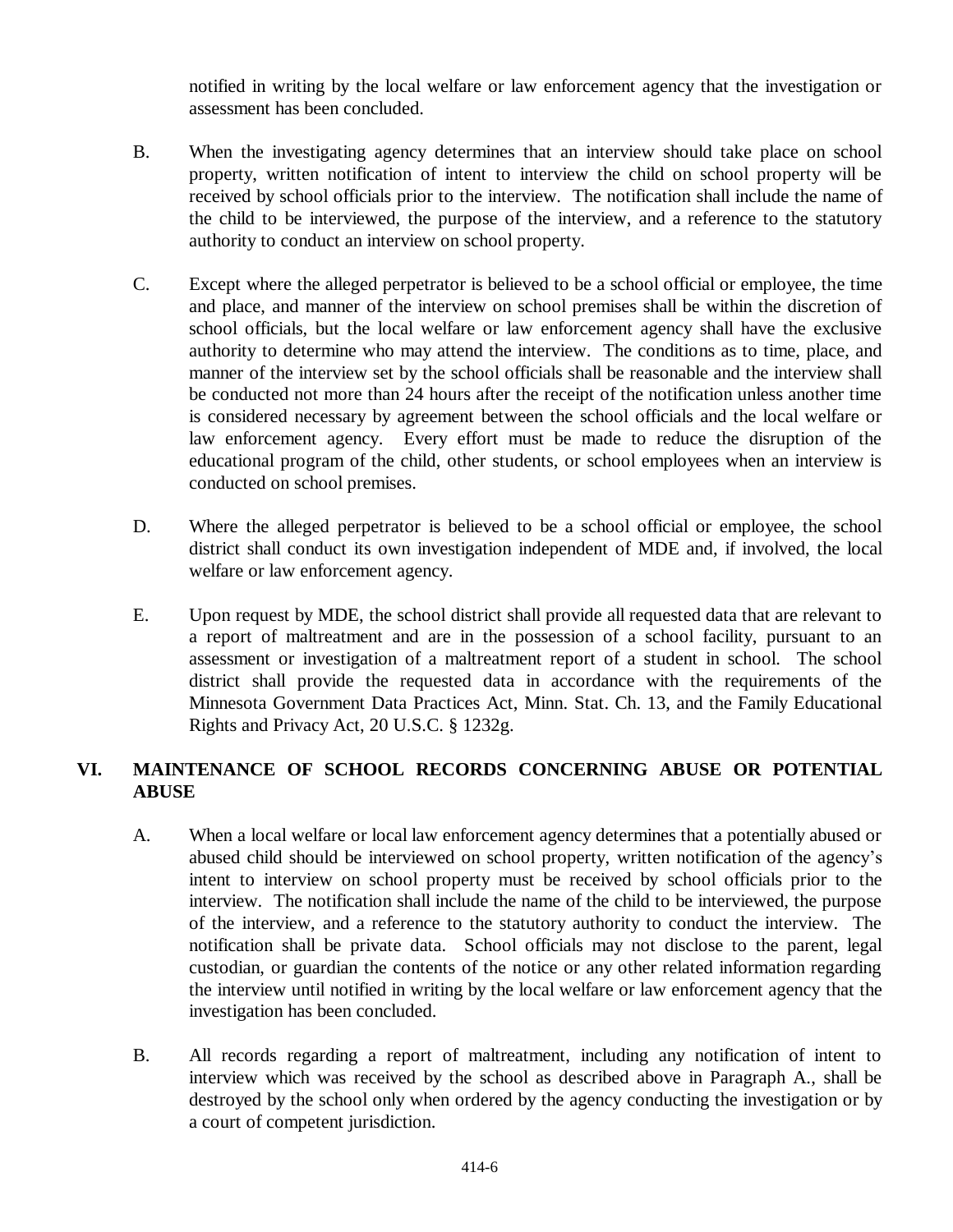notified in writing by the local welfare or law enforcement agency that the investigation or assessment has been concluded.

B. When the investigating agency determines that an interview should take place on school property, written notification of intent to interview the child on school property will be received by school officials prior to the interview. The notification shall include the name of the child to be interviewed, the purpose of the interview, and a reference to the statutory authority to conduct an interview on school property.

C. Except where the alleged perpetrator is believed to be a school official or employee, the time and place, and manner of the interview on school premises shall be within the discretion of school officials, but the local welfare or law enforcement agency shall have the exclusive authority to determine who may attend the interview. The conditions as to time, place, and manner of the interview set by the school officials shall be reasonable and the interview shall be conducted not more than 24 hours after the receipt of the notification unless another time is considered necessary by agreement between the school officials and the local welfare or law enforcement agency. Every effort must be made to reduce the disruption of the educational program of the child, other students, or school employees when an interview is conducted on school premises.

D. Where the alleged perpetrator is believed to be a school official or employee, the school district shall conduct its own investigation independent of MDE and, if involved, the local welfare or law enforcement agency.

E. Upon request by MDE, the school district shall provide all requested data that are relevant to a report of maltreatment and are in the possession of a school facility, pursuant to an assessment or investigation of a maltreatment report of a student in school. The school district shall provide the requested data in accordance with the requirements of the Minnesota Government Data Practices Act, Minn. Stat. Ch. 13, and the Family Educational Rights and Privacy Act, 20 U.S.C. § 1232g.

## VI. MAINTENANCE OF SCHOOL RECORDS CONCERNING ABUSE OR POTENTIAL ABUSE

A. When a local welfare or local law enforcement agency determines that a potentially abused or abused child should be interviewed on school property, written notification of the agency's intent to interview on school property must be received by school officials prior to the interview. The notification shall include the name of the child to be interviewed, the purpose of the interview, and a reference to the statutory authority to conduct the interview. The notification shall be private data. School officials may not disclose to the parent, legal custodian, or guardian the contents of the notice or any other related information regarding the interview until notified in writing by the local welfare or law enforcement agency that the investigation has been concluded.

B. All records regarding a report of maltreatment, including any notification of intent to interview which was received by the school as described above in Paragraph A., shall be destroyed by the school only when ordered by the agency conducting the investigation or by a court of competent jurisdiction.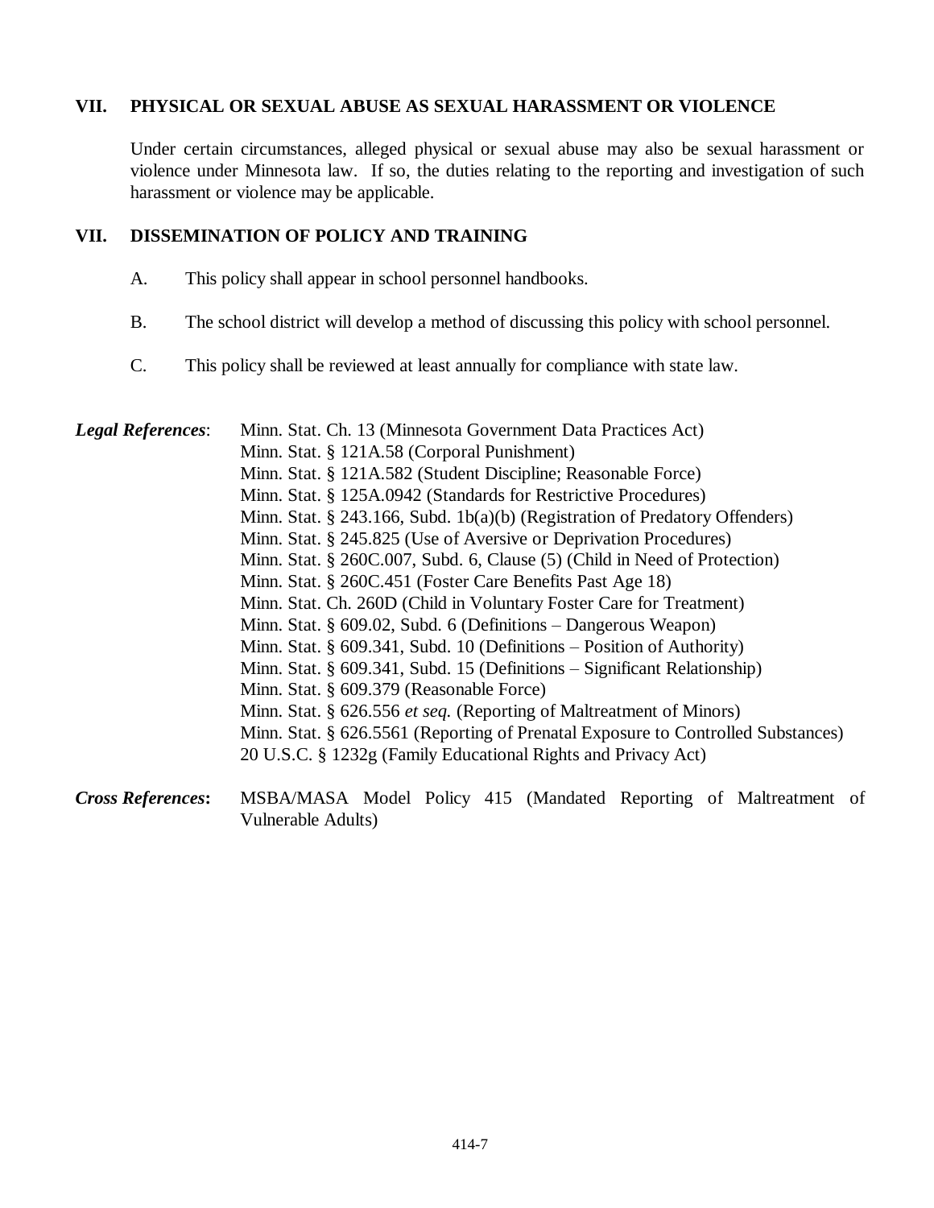## VII. PHYSICAL OR SEXUAL ABUSE AS SEXUAL HARASSMENT OR VIOLENCE

Under certain circumstances, alleged physical or sexual abuse may also be sexual harassment or violence under Minnesota law. If so, the duties relating to the reporting and investigation of such harassment or violence may be applicable.

## VII. DISSEMINATION OF POLICY AND TRAINING

A. This policy shall appear in school personnel handbooks.

B. The school district will develop a method of discussing this policy with school personnel.

C. This policy shall be reviewed at least annually for compliance with state law.

***Legal References***:
Minn. Stat. Ch. 13 (Minnesota Government Data Practices Act)
Minn. Stat. § 121A.58 (Corporal Punishment)
Minn. Stat. § 121A.582 (Student Discipline; Reasonable Force)
Minn. Stat. § 125A.0942 (Standards for Restrictive Procedures)
Minn. Stat. § 243.166, Subd. 1b(a)(b) (Registration of Predatory Offenders)
Minn. Stat. § 245.825 (Use of Aversive or Deprivation Procedures)
Minn. Stat. § 260C.007, Subd. 6, Clause (5) (Child in Need of Protection)
Minn. Stat. § 260C.451 (Foster Care Benefits Past Age 18)
Minn. Stat. Ch. 260D (Child in Voluntary Foster Care for Treatment)
Minn. Stat. § 609.02, Subd. 6 (Definitions – Dangerous Weapon)
Minn. Stat. § 609.341, Subd. 10 (Definitions – Position of Authority)
Minn. Stat. § 609.341, Subd. 15 (Definitions – Significant Relationship)
Minn. Stat. § 609.379 (Reasonable Force)
Minn. Stat. § 626.556 *et seq.* (Reporting of Maltreatment of Minors)
Minn. Stat. § 626.5561 (Reporting of Prenatal Exposure to Controlled Substances)
20 U.S.C. § 1232g (Family Educational Rights and Privacy Act)

***Cross References*:** MSBA/MASA Model Policy 415 (Mandated Reporting of Maltreatment of Vulnerable Adults)